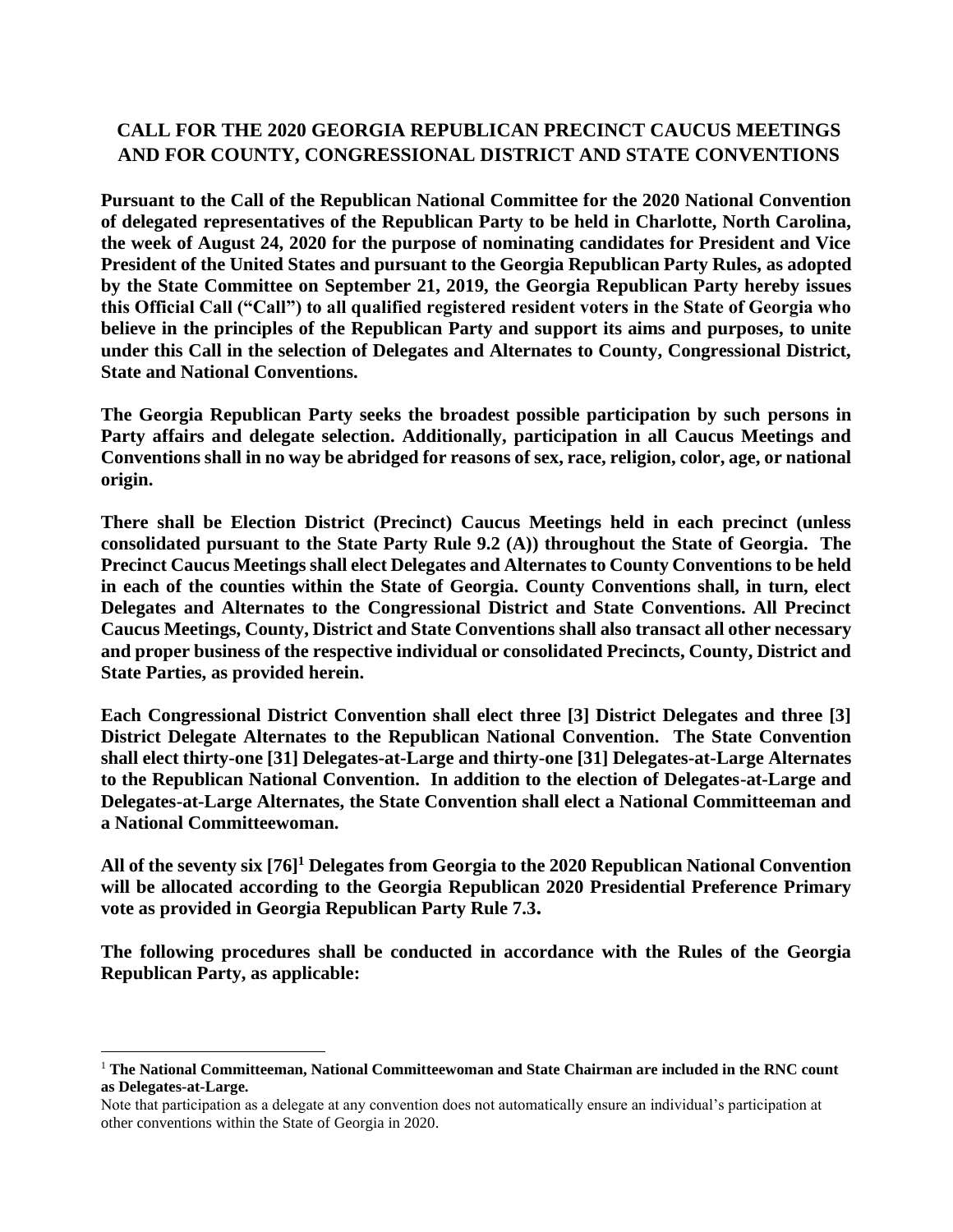# CALL FOR THE 2020 GEORGIA REPUBLICAN PRECINCT CAUCUS MEETINGS AND FOR COUNTY, CONGRESSIONAL DISTRICT AND STATE CONVENTIONS

**Pursuant to the Call of the Republican National Committee for the 2020 National Convention of delegated representatives of the Republican Party to be held in Charlotte, North Carolina, the week of August 24, 2020 for the purpose of nominating candidates for President and Vice President of the United States and pursuant to the Georgia Republican Party Rules, as adopted by the State Committee on September 21, 2019, the Georgia Republican Party hereby issues this Official Call ("Call") to all qualified registered resident voters in the State of Georgia who believe in the principles of the Republican Party and support its aims and purposes, to unite under this Call in the selection of Delegates and Alternates to County, Congressional District, State and National Conventions.**

**The Georgia Republican Party seeks the broadest possible participation by such persons in Party affairs and delegate selection. Additionally, participation in all Caucus Meetings and Conventions shall in no way be abridged for reasons of sex, race, religion, color, age, or national origin.**

**There shall be Election District (Precinct) Caucus Meetings held in each precinct (unless consolidated pursuant to the State Party Rule 9.2 (A)) throughout the State of Georgia. The Precinct Caucus Meetings shall elect Delegates and Alternates to County Conventions to be held in each of the counties within the State of Georgia. County Conventions shall, in turn, elect Delegates and Alternates to the Congressional District and State Conventions. All Precinct Caucus Meetings, County, District and State Conventions shall also transact all other necessary and proper business of the respective individual or consolidated Precincts, County, District and State Parties, as provided herein.**

**Each Congressional District Convention shall elect three [3] District Delegates and three [3] District Delegate Alternates to the Republican National Convention. The State Convention shall elect thirty-one [31] Delegates-at-Large and thirty-one [31] Delegates-at-Large Alternates to the Republican National Convention. In addition to the election of Delegates-at-Large and Delegates-at-Large Alternates, the State Convention shall elect a National Committeeman and a National Committeewoman.**

**All of the seventy six [76][1] Delegates from Georgia to the 2020 Republican National Convention will be allocated according to the Georgia Republican 2020 Presidential Preference Primary vote as provided in Georgia Republican Party Rule 7.3.**

**The following procedures shall be conducted in accordance with the Rules of the Georgia Republican Party, as applicable:**

---

[1] **The National Committeeman, National Committeewoman and State Chairman are included in the RNC count as Delegates-at-Large.**

Note that participation as a delegate at any convention does not automatically ensure an individual's participation at other conventions within the State of Georgia in 2020.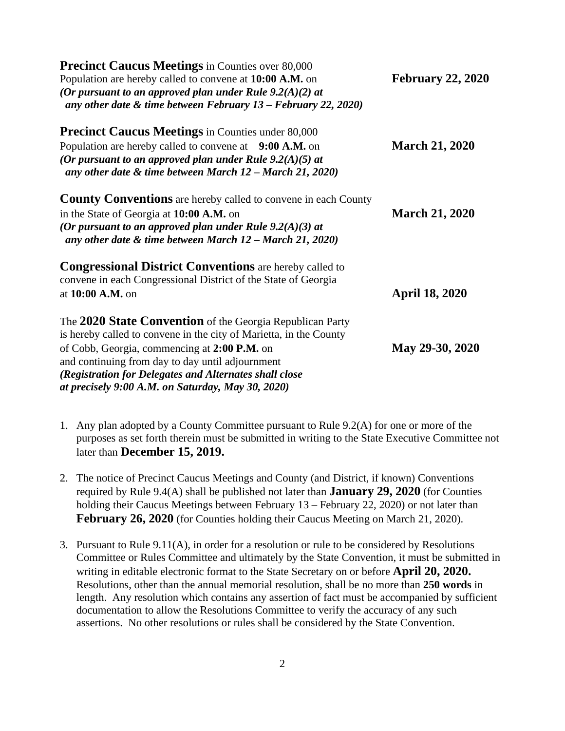**Precinct Caucus Meetings** in Counties over 80,000 Population are hereby called to convene at **10:00 A.M.** on **February 22, 2020**
***(Or pursuant to an approved plan under Rule 9.2(A)(2) at any other date & time between February 13 – February 22, 2020)***

**Precinct Caucus Meetings** in Counties under 80,000 Population are hereby called to convene at **9:00 A.M.** on **March 21, 2020**
***(Or pursuant to an approved plan under Rule 9.2(A)(5) at any other date & time between March 12 – March 21, 2020)***

**County Conventions** are hereby called to convene in each County in the State of Georgia at **10:00 A.M.** on **March 21, 2020**
***(Or pursuant to an approved plan under Rule 9.2(A)(3) at any other date & time between March 12 – March 21, 2020)***

**Congressional District Conventions** are hereby called to convene in each Congressional District of the State of Georgia at **10:00 A.M.** on **April 18, 2020**

The **2020 State Convention** of the Georgia Republican Party is hereby called to convene in the city of Marietta, in the County of Cobb, Georgia, commencing at **2:00 P.M.** on **May 29-30, 2020** and continuing from day to day until adjournment
***(Registration for Delegates and Alternates shall close at precisely 9:00 A.M. on Saturday, May 30, 2020)***

1. Any plan adopted by a County Committee pursuant to Rule 9.2(A) for one or more of the purposes as set forth therein must be submitted in writing to the State Executive Committee not later than **December 15, 2019.**

2. The notice of Precinct Caucus Meetings and County (and District, if known) Conventions required by Rule 9.4(A) shall be published not later than **January 29, 2020** (for Counties holding their Caucus Meetings between February 13 – February 22, 2020) or not later than **February 26, 2020** (for Counties holding their Caucus Meeting on March 21, 2020).

3. Pursuant to Rule 9.11(A), in order for a resolution or rule to be considered by Resolutions Committee or Rules Committee and ultimately by the State Convention, it must be submitted in writing in editable electronic format to the State Secretary on or before **April 20, 2020.** Resolutions, other than the annual memorial resolution, shall be no more than **250 words** in length. Any resolution which contains any assertion of fact must be accompanied by sufficient documentation to allow the Resolutions Committee to verify the accuracy of any such assertions. No other resolutions or rules shall be considered by the State Convention.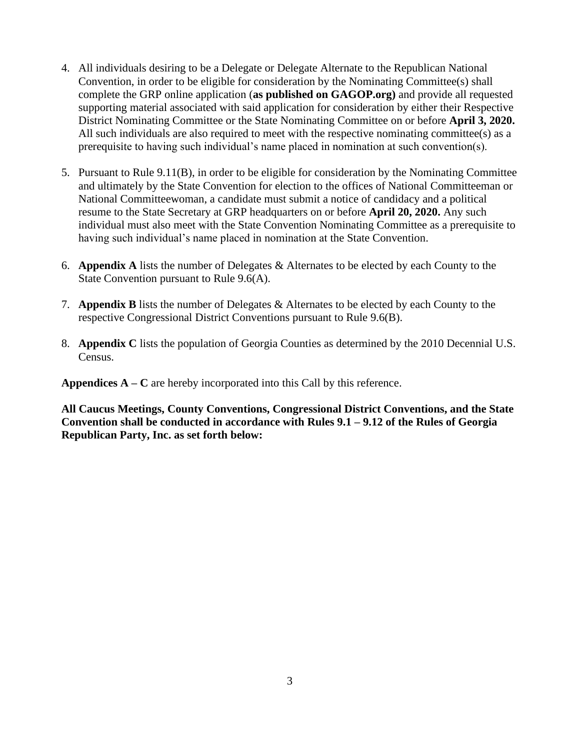4. All individuals desiring to be a Delegate or Delegate Alternate to the Republican National Convention, in order to be eligible for consideration by the Nominating Committee(s) shall complete the GRP online application (**as published on GAGOP.org)** and provide all requested supporting material associated with said application for consideration by either their Respective District Nominating Committee or the State Nominating Committee on or before **April 3, 2020.** All such individuals are also required to meet with the respective nominating committee(s) as a prerequisite to having such individual's name placed in nomination at such convention(s).

5. Pursuant to Rule 9.11(B), in order to be eligible for consideration by the Nominating Committee and ultimately by the State Convention for election to the offices of National Committeeman or National Committeewoman, a candidate must submit a notice of candidacy and a political resume to the State Secretary at GRP headquarters on or before **April 20, 2020.** Any such individual must also meet with the State Convention Nominating Committee as a prerequisite to having such individual's name placed in nomination at the State Convention.

6. **Appendix A** lists the number of Delegates & Alternates to be elected by each County to the State Convention pursuant to Rule 9.6(A).

7. **Appendix B** lists the number of Delegates & Alternates to be elected by each County to the respective Congressional District Conventions pursuant to Rule 9.6(B).

8. **Appendix C** lists the population of Georgia Counties as determined by the 2010 Decennial U.S. Census.

**Appendices A – C** are hereby incorporated into this Call by this reference.

**All Caucus Meetings, County Conventions, Congressional District Conventions, and the State Convention shall be conducted in accordance with Rules 9.1 – 9.12 of the Rules of Georgia Republican Party, Inc. as set forth below:**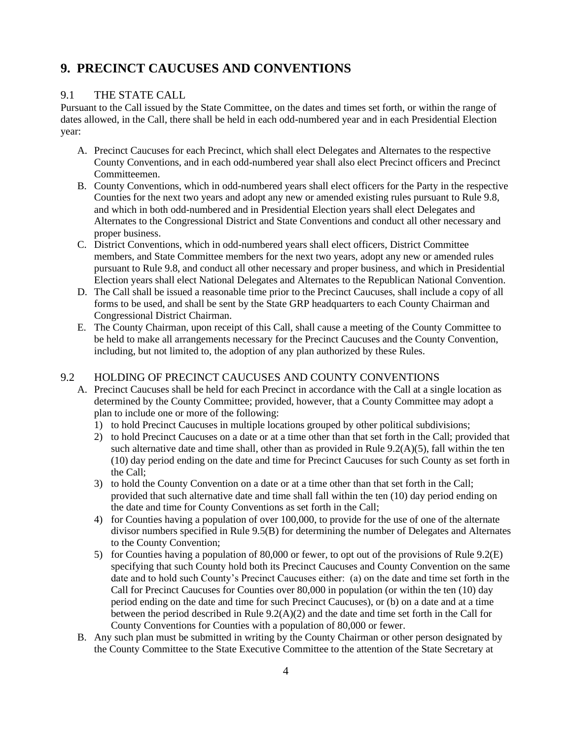# 9. PRECINCT CAUCUSES AND CONVENTIONS

## 9.1 THE STATE CALL

Pursuant to the Call issued by the State Committee, on the dates and times set forth, or within the range of dates allowed, in the Call, there shall be held in each odd-numbered year and in each Presidential Election year:

A. Precinct Caucuses for each Precinct, which shall elect Delegates and Alternates to the respective County Conventions, and in each odd-numbered year shall also elect Precinct officers and Precinct Committeemen.

B. County Conventions, which in odd-numbered years shall elect officers for the Party in the respective Counties for the next two years and adopt any new or amended existing rules pursuant to Rule 9.8, and which in both odd-numbered and in Presidential Election years shall elect Delegates and Alternates to the Congressional District and State Conventions and conduct all other necessary and proper business.

C. District Conventions, which in odd-numbered years shall elect officers, District Committee members, and State Committee members for the next two years, adopt any new or amended rules pursuant to Rule 9.8, and conduct all other necessary and proper business, and which in Presidential Election years shall elect National Delegates and Alternates to the Republican National Convention.

D. The Call shall be issued a reasonable time prior to the Precinct Caucuses, shall include a copy of all forms to be used, and shall be sent by the State GRP headquarters to each County Chairman and Congressional District Chairman.

E. The County Chairman, upon receipt of this Call, shall cause a meeting of the County Committee to be held to make all arrangements necessary for the Precinct Caucuses and the County Convention, including, but not limited to, the adoption of any plan authorized by these Rules.

## 9.2 HOLDING OF PRECINCT CAUCUSES AND COUNTY CONVENTIONS

A. Precinct Caucuses shall be held for each Precinct in accordance with the Call at a single location as determined by the County Committee; provided, however, that a County Committee may adopt a plan to include one or more of the following:
   1) to hold Precinct Caucuses in multiple locations grouped by other political subdivisions;
   2) to hold Precinct Caucuses on a date or at a time other than that set forth in the Call; provided that such alternative date and time shall, other than as provided in Rule 9.2(A)(5), fall within the ten (10) day period ending on the date and time for Precinct Caucuses for such County as set forth in the Call;
   3) to hold the County Convention on a date or at a time other than that set forth in the Call; provided that such alternative date and time shall fall within the ten (10) day period ending on the date and time for County Conventions as set forth in the Call;
   4) for Counties having a population of over 100,000, to provide for the use of one of the alternate divisor numbers specified in Rule 9.5(B) for determining the number of Delegates and Alternates to the County Convention;
   5) for Counties having a population of 80,000 or fewer, to opt out of the provisions of Rule 9.2(E) specifying that such County hold both its Precinct Caucuses and County Convention on the same date and to hold such County's Precinct Caucuses either: (a) on the date and time set forth in the Call for Precinct Caucuses for Counties over 80,000 in population (or within the ten (10) day period ending on the date and time for such Precinct Caucuses), or (b) on a date and at a time between the period described in Rule 9.2(A)(2) and the date and time set forth in the Call for County Conventions for Counties with a population of 80,000 or fewer.

B. Any such plan must be submitted in writing by the County Chairman or other person designated by the County Committee to the State Executive Committee to the attention of the State Secretary at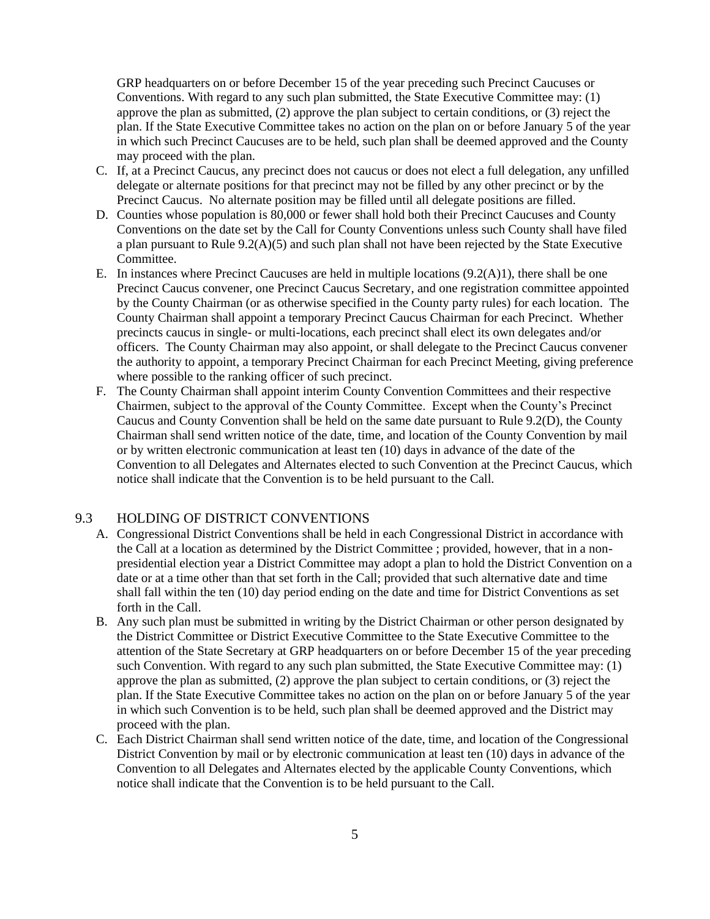GRP headquarters on or before December 15 of the year preceding such Precinct Caucuses or Conventions. With regard to any such plan submitted, the State Executive Committee may: (1) approve the plan as submitted, (2) approve the plan subject to certain conditions, or (3) reject the plan. If the State Executive Committee takes no action on the plan on or before January 5 of the year in which such Precinct Caucuses are to be held, such plan shall be deemed approved and the County may proceed with the plan.

C. If, at a Precinct Caucus, any precinct does not caucus or does not elect a full delegation, any unfilled delegate or alternate positions for that precinct may not be filled by any other precinct or by the Precinct Caucus. No alternate position may be filled until all delegate positions are filled.

D. Counties whose population is 80,000 or fewer shall hold both their Precinct Caucuses and County Conventions on the date set by the Call for County Conventions unless such County shall have filed a plan pursuant to Rule 9.2(A)(5) and such plan shall not have been rejected by the State Executive Committee.

E. In instances where Precinct Caucuses are held in multiple locations (9.2(A)1), there shall be one Precinct Caucus convener, one Precinct Caucus Secretary, and one registration committee appointed by the County Chairman (or as otherwise specified in the County party rules) for each location. The County Chairman shall appoint a temporary Precinct Caucus Chairman for each Precinct. Whether precincts caucus in single- or multi-locations, each precinct shall elect its own delegates and/or officers. The County Chairman may also appoint, or shall delegate to the Precinct Caucus convener the authority to appoint, a temporary Precinct Chairman for each Precinct Meeting, giving preference where possible to the ranking officer of such precinct.

F. The County Chairman shall appoint interim County Convention Committees and their respective Chairmen, subject to the approval of the County Committee. Except when the County's Precinct Caucus and County Convention shall be held on the same date pursuant to Rule 9.2(D), the County Chairman shall send written notice of the date, time, and location of the County Convention by mail or by written electronic communication at least ten (10) days in advance of the date of the Convention to all Delegates and Alternates elected to such Convention at the Precinct Caucus, which notice shall indicate that the Convention is to be held pursuant to the Call.

## 9.3 HOLDING OF DISTRICT CONVENTIONS

A. Congressional District Conventions shall be held in each Congressional District in accordance with the Call at a location as determined by the District Committee ; provided, however, that in a non-presidential election year a District Committee may adopt a plan to hold the District Convention on a date or at a time other than that set forth in the Call; provided that such alternative date and time shall fall within the ten (10) day period ending on the date and time for District Conventions as set forth in the Call.

B. Any such plan must be submitted in writing by the District Chairman or other person designated by the District Committee or District Executive Committee to the State Executive Committee to the attention of the State Secretary at GRP headquarters on or before December 15 of the year preceding such Convention. With regard to any such plan submitted, the State Executive Committee may: (1) approve the plan as submitted, (2) approve the plan subject to certain conditions, or (3) reject the plan. If the State Executive Committee takes no action on the plan on or before January 5 of the year in which such Convention is to be held, such plan shall be deemed approved and the District may proceed with the plan.

C. Each District Chairman shall send written notice of the date, time, and location of the Congressional District Convention by mail or by electronic communication at least ten (10) days in advance of the Convention to all Delegates and Alternates elected by the applicable County Conventions, which notice shall indicate that the Convention is to be held pursuant to the Call.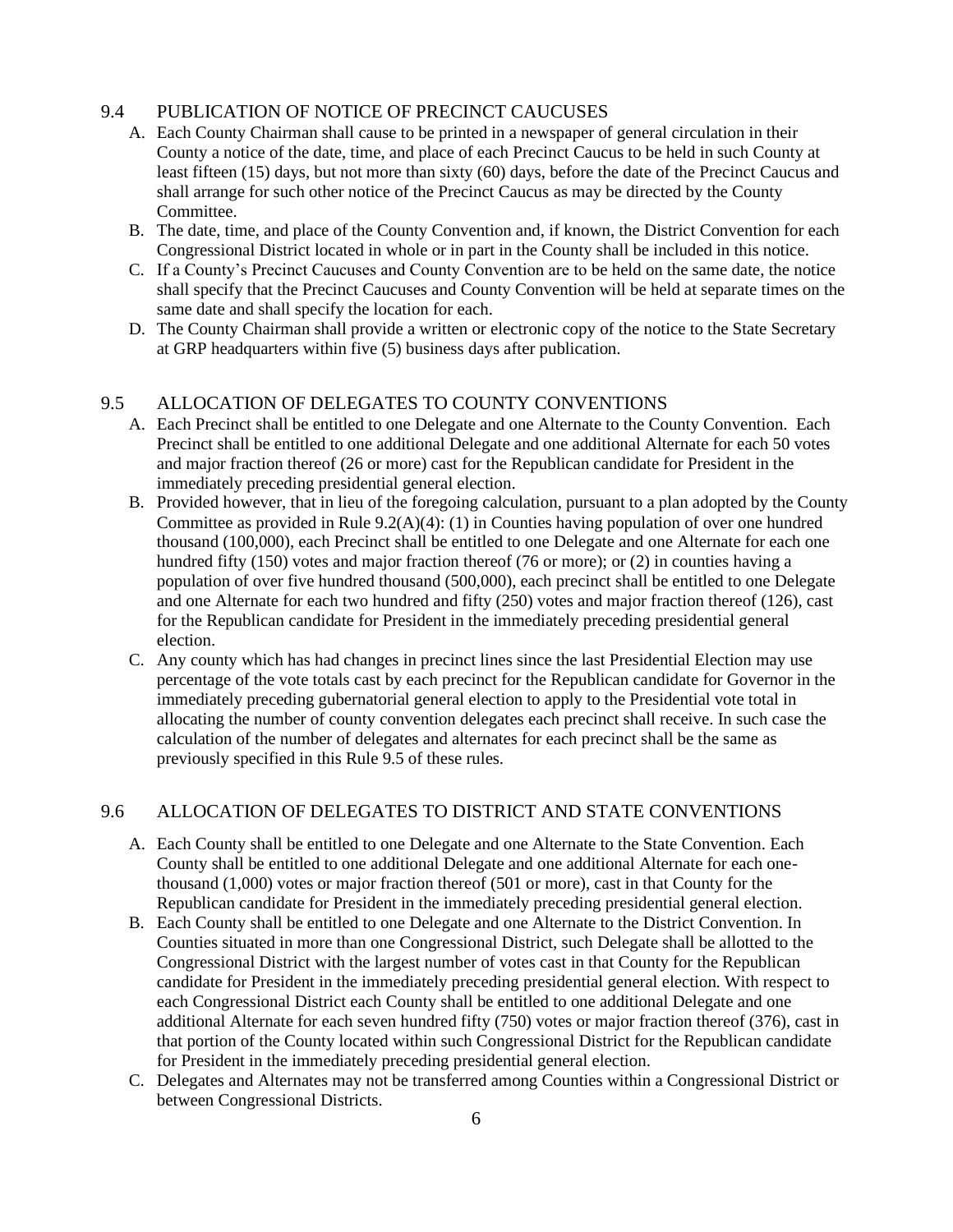## 9.4 PUBLICATION OF NOTICE OF PRECINCT CAUCUSES

A. Each County Chairman shall cause to be printed in a newspaper of general circulation in their County a notice of the date, time, and place of each Precinct Caucus to be held in such County at least fifteen (15) days, but not more than sixty (60) days, before the date of the Precinct Caucus and shall arrange for such other notice of the Precinct Caucus as may be directed by the County Committee.

B. The date, time, and place of the County Convention and, if known, the District Convention for each Congressional District located in whole or in part in the County shall be included in this notice.

C. If a County's Precinct Caucuses and County Convention are to be held on the same date, the notice shall specify that the Precinct Caucuses and County Convention will be held at separate times on the same date and shall specify the location for each.

D. The County Chairman shall provide a written or electronic copy of the notice to the State Secretary at GRP headquarters within five (5) business days after publication.

## 9.5 ALLOCATION OF DELEGATES TO COUNTY CONVENTIONS

A. Each Precinct shall be entitled to one Delegate and one Alternate to the County Convention. Each Precinct shall be entitled to one additional Delegate and one additional Alternate for each 50 votes and major fraction thereof (26 or more) cast for the Republican candidate for President in the immediately preceding presidential general election.

B. Provided however, that in lieu of the foregoing calculation, pursuant to a plan adopted by the County Committee as provided in Rule 9.2(A)(4): (1) in Counties having population of over one hundred thousand (100,000), each Precinct shall be entitled to one Delegate and one Alternate for each one hundred fifty (150) votes and major fraction thereof (76 or more); or (2) in counties having a population of over five hundred thousand (500,000), each precinct shall be entitled to one Delegate and one Alternate for each two hundred and fifty (250) votes and major fraction thereof (126), cast for the Republican candidate for President in the immediately preceding presidential general election.

C. Any county which has had changes in precinct lines since the last Presidential Election may use percentage of the vote totals cast by each precinct for the Republican candidate for Governor in the immediately preceding gubernatorial general election to apply to the Presidential vote total in allocating the number of county convention delegates each precinct shall receive. In such case the calculation of the number of delegates and alternates for each precinct shall be the same as previously specified in this Rule 9.5 of these rules.

## 9.6 ALLOCATION OF DELEGATES TO DISTRICT AND STATE CONVENTIONS

A. Each County shall be entitled to one Delegate and one Alternate to the State Convention. Each County shall be entitled to one additional Delegate and one additional Alternate for each one-thousand (1,000) votes or major fraction thereof (501 or more), cast in that County for the Republican candidate for President in the immediately preceding presidential general election.

B. Each County shall be entitled to one Delegate and one Alternate to the District Convention. In Counties situated in more than one Congressional District, such Delegate shall be allotted to the Congressional District with the largest number of votes cast in that County for the Republican candidate for President in the immediately preceding presidential general election. With respect to each Congressional District each County shall be entitled to one additional Delegate and one additional Alternate for each seven hundred fifty (750) votes or major fraction thereof (376), cast in that portion of the County located within such Congressional District for the Republican candidate for President in the immediately preceding presidential general election.

C. Delegates and Alternates may not be transferred among Counties within a Congressional District or between Congressional Districts.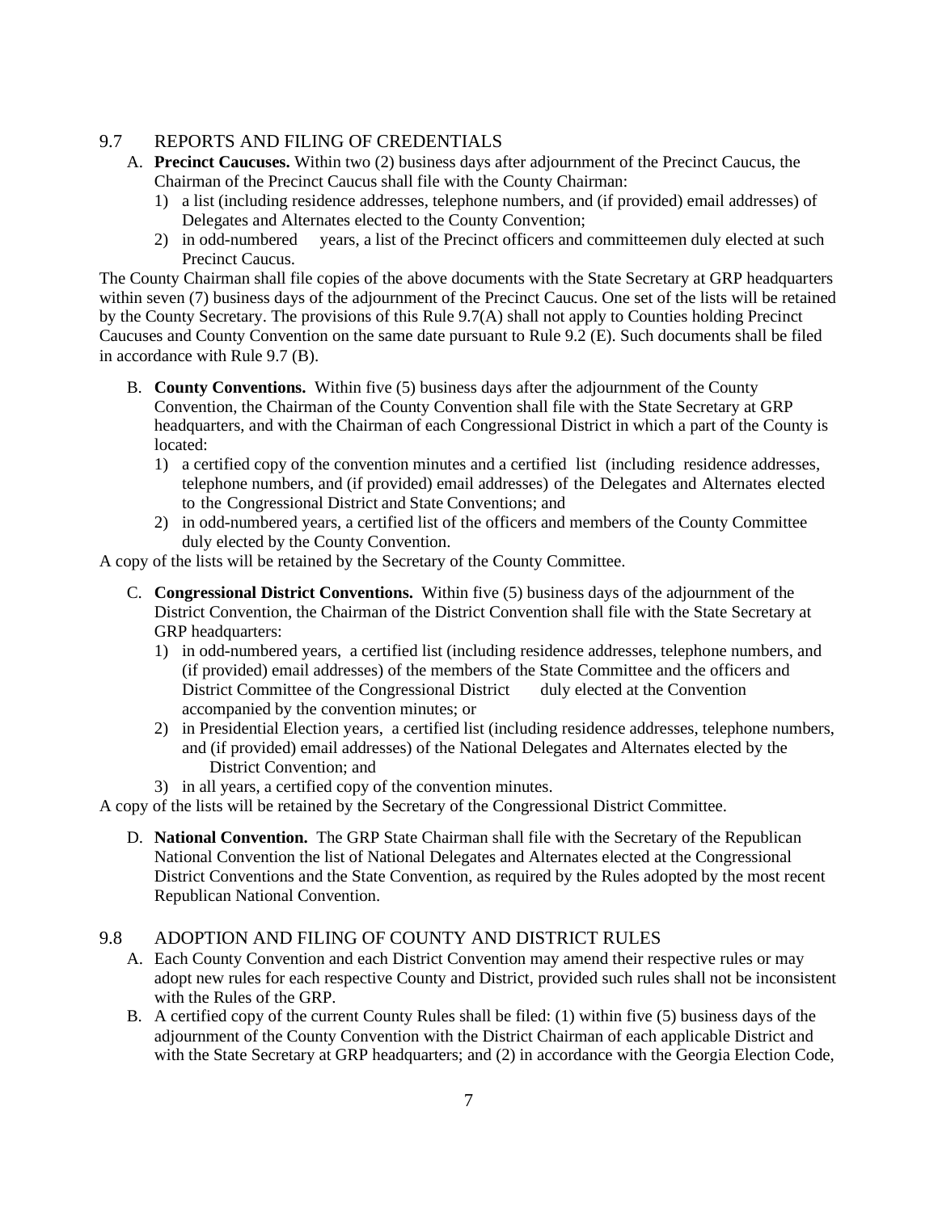## 9.7 REPORTS AND FILING OF CREDENTIALS

A. **Precinct Caucuses.** Within two (2) business days after adjournment of the Precinct Caucus, the Chairman of the Precinct Caucus shall file with the County Chairman:
   1) a list (including residence addresses, telephone numbers, and (if provided) email addresses) of Delegates and Alternates elected to the County Convention;
   2) in odd-numbered years, a list of the Precinct officers and committeemen duly elected at such Precinct Caucus.

The County Chairman shall file copies of the above documents with the State Secretary at GRP headquarters within seven (7) business days of the adjournment of the Precinct Caucus. One set of the lists will be retained by the County Secretary. The provisions of this Rule 9.7(A) shall not apply to Counties holding Precinct Caucuses and County Convention on the same date pursuant to Rule 9.2 (E). Such documents shall be filed in accordance with Rule 9.7 (B).

B. **County Conventions.** Within five (5) business days after the adjournment of the County Convention, the Chairman of the County Convention shall file with the State Secretary at GRP headquarters, and with the Chairman of each Congressional District in which a part of the County is located:
   1) a certified copy of the convention minutes and a certified list (including residence addresses, telephone numbers, and (if provided) email addresses) of the Delegates and Alternates elected to the Congressional District and State Conventions; and
   2) in odd-numbered years, a certified list of the officers and members of the County Committee duly elected by the County Convention.

A copy of the lists will be retained by the Secretary of the County Committee.

C. **Congressional District Conventions.** Within five (5) business days of the adjournment of the District Convention, the Chairman of the District Convention shall file with the State Secretary at GRP headquarters:
   1) in odd-numbered years, a certified list (including residence addresses, telephone numbers, and (if provided) email addresses) of the members of the State Committee and the officers and District Committee of the Congressional District duly elected at the Convention accompanied by the convention minutes; or
   2) in Presidential Election years, a certified list (including residence addresses, telephone numbers, and (if provided) email addresses) of the National Delegates and Alternates elected by the District Convention; and
   3) in all years, a certified copy of the convention minutes.

A copy of the lists will be retained by the Secretary of the Congressional District Committee.

D. **National Convention.** The GRP State Chairman shall file with the Secretary of the Republican National Convention the list of National Delegates and Alternates elected at the Congressional District Conventions and the State Convention, as required by the Rules adopted by the most recent Republican National Convention.

## 9.8 ADOPTION AND FILING OF COUNTY AND DISTRICT RULES

A. Each County Convention and each District Convention may amend their respective rules or may adopt new rules for each respective County and District, provided such rules shall not be inconsistent with the Rules of the GRP.

B. A certified copy of the current County Rules shall be filed: (1) within five (5) business days of the adjournment of the County Convention with the District Chairman of each applicable District and with the State Secretary at GRP headquarters; and (2) in accordance with the Georgia Election Code,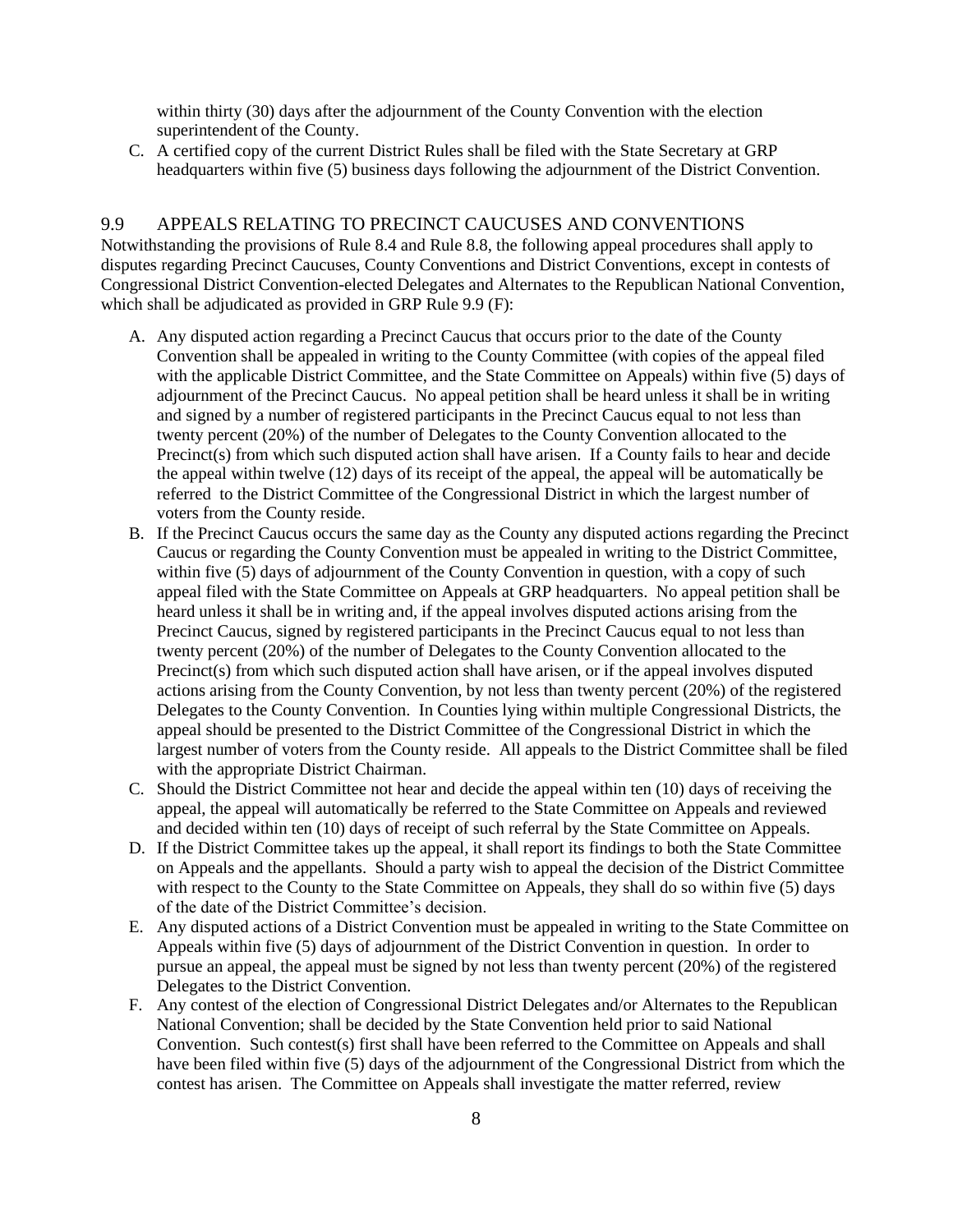within thirty (30) days after the adjournment of the County Convention with the election superintendent of the County.

C. A certified copy of the current District Rules shall be filed with the State Secretary at GRP headquarters within five (5) business days following the adjournment of the District Convention.

## 9.9 APPEALS RELATING TO PRECINCT CAUCUSES AND CONVENTIONS

Notwithstanding the provisions of Rule 8.4 and Rule 8.8, the following appeal procedures shall apply to disputes regarding Precinct Caucuses, County Conventions and District Conventions, except in contests of Congressional District Convention-elected Delegates and Alternates to the Republican National Convention, which shall be adjudicated as provided in GRP Rule 9.9 (F):

A. Any disputed action regarding a Precinct Caucus that occurs prior to the date of the County Convention shall be appealed in writing to the County Committee (with copies of the appeal filed with the applicable District Committee, and the State Committee on Appeals) within five (5) days of adjournment of the Precinct Caucus. No appeal petition shall be heard unless it shall be in writing and signed by a number of registered participants in the Precinct Caucus equal to not less than twenty percent (20%) of the number of Delegates to the County Convention allocated to the Precinct(s) from which such disputed action shall have arisen. If a County fails to hear and decide the appeal within twelve (12) days of its receipt of the appeal, the appeal will be automatically be referred to the District Committee of the Congressional District in which the largest number of voters from the County reside.

B. If the Precinct Caucus occurs the same day as the County any disputed actions regarding the Precinct Caucus or regarding the County Convention must be appealed in writing to the District Committee, within five (5) days of adjournment of the County Convention in question, with a copy of such appeal filed with the State Committee on Appeals at GRP headquarters. No appeal petition shall be heard unless it shall be in writing and, if the appeal involves disputed actions arising from the Precinct Caucus, signed by registered participants in the Precinct Caucus equal to not less than twenty percent (20%) of the number of Delegates to the County Convention allocated to the Precinct(s) from which such disputed action shall have arisen, or if the appeal involves disputed actions arising from the County Convention, by not less than twenty percent (20%) of the registered Delegates to the County Convention. In Counties lying within multiple Congressional Districts, the appeal should be presented to the District Committee of the Congressional District in which the largest number of voters from the County reside. All appeals to the District Committee shall be filed with the appropriate District Chairman.

C. Should the District Committee not hear and decide the appeal within ten (10) days of receiving the appeal, the appeal will automatically be referred to the State Committee on Appeals and reviewed and decided within ten (10) days of receipt of such referral by the State Committee on Appeals.

D. If the District Committee takes up the appeal, it shall report its findings to both the State Committee on Appeals and the appellants. Should a party wish to appeal the decision of the District Committee with respect to the County to the State Committee on Appeals, they shall do so within five (5) days of the date of the District Committee's decision.

E. Any disputed actions of a District Convention must be appealed in writing to the State Committee on Appeals within five (5) days of adjournment of the District Convention in question. In order to pursue an appeal, the appeal must be signed by not less than twenty percent (20%) of the registered Delegates to the District Convention.

F. Any contest of the election of Congressional District Delegates and/or Alternates to the Republican National Convention; shall be decided by the State Convention held prior to said National Convention. Such contest(s) first shall have been referred to the Committee on Appeals and shall have been filed within five (5) days of the adjournment of the Congressional District from which the contest has arisen. The Committee on Appeals shall investigate the matter referred, review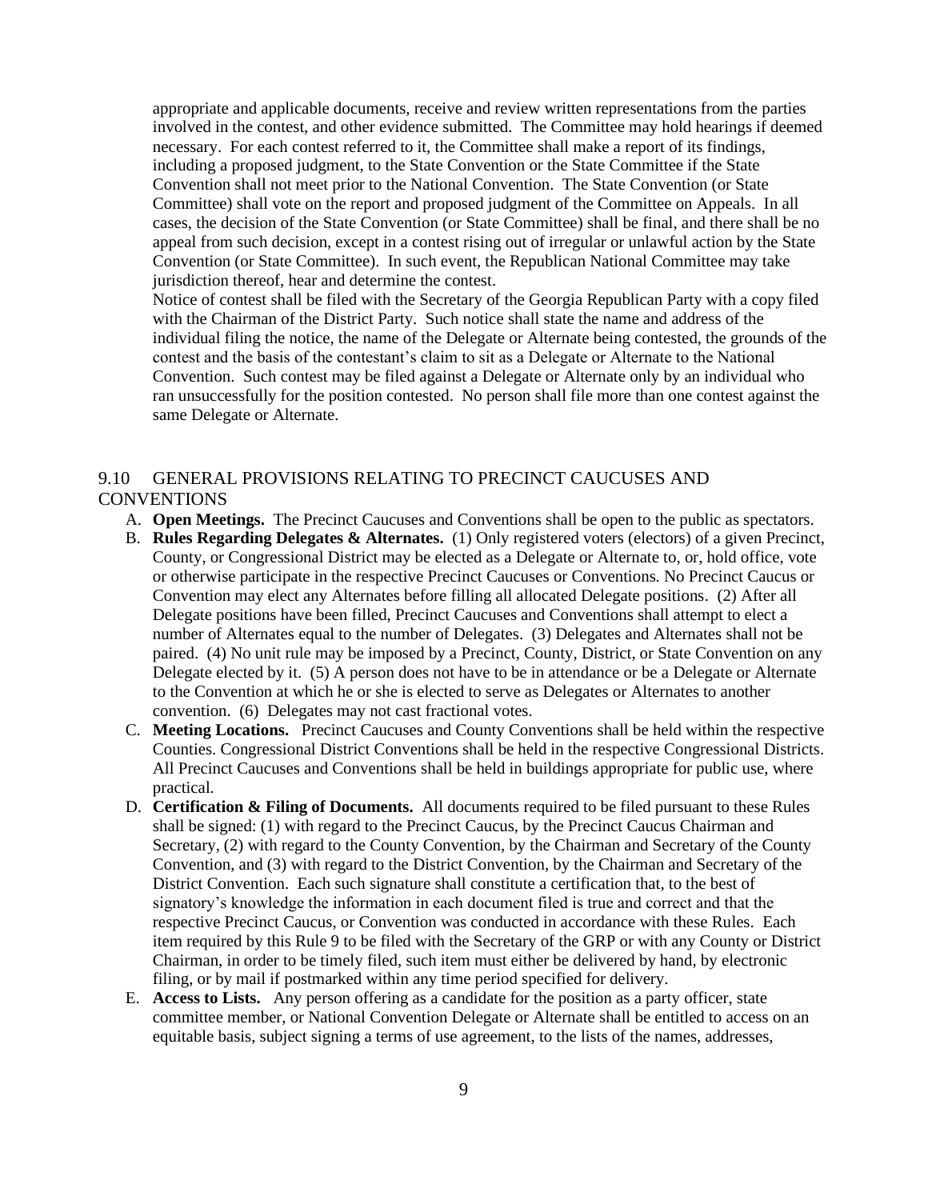appropriate and applicable documents, receive and review written representations from the parties involved in the contest, and other evidence submitted. The Committee may hold hearings if deemed necessary. For each contest referred to it, the Committee shall make a report of its findings, including a proposed judgment, to the State Convention or the State Committee if the State Convention shall not meet prior to the National Convention. The State Convention (or State Committee) shall vote on the report and proposed judgment of the Committee on Appeals. In all cases, the decision of the State Convention (or State Committee) shall be final, and there shall be no appeal from such decision, except in a contest rising out of irregular or unlawful action by the State Convention (or State Committee). In such event, the Republican National Committee may take jurisdiction thereof, hear and determine the contest.

Notice of contest shall be filed with the Secretary of the Georgia Republican Party with a copy filed with the Chairman of the District Party. Such notice shall state the name and address of the individual filing the notice, the name of the Delegate or Alternate being contested, the grounds of the contest and the basis of the contestant's claim to sit as a Delegate or Alternate to the National Convention. Such contest may be filed against a Delegate or Alternate only by an individual who ran unsuccessfully for the position contested. No person shall file more than one contest against the same Delegate or Alternate.

## 9.10 GENERAL PROVISIONS RELATING TO PRECINCT CAUCUSES AND CONVENTIONS

A. **Open Meetings.** The Precinct Caucuses and Conventions shall be open to the public as spectators.

B. **Rules Regarding Delegates & Alternates.** (1) Only registered voters (electors) of a given Precinct, County, or Congressional District may be elected as a Delegate or Alternate to, or, hold office, vote or otherwise participate in the respective Precinct Caucuses or Conventions. No Precinct Caucus or Convention may elect any Alternates before filling all allocated Delegate positions. (2) After all Delegate positions have been filled, Precinct Caucuses and Conventions shall attempt to elect a number of Alternates equal to the number of Delegates. (3) Delegates and Alternates shall not be paired. (4) No unit rule may be imposed by a Precinct, County, District, or State Convention on any Delegate elected by it. (5) A person does not have to be in attendance or be a Delegate or Alternate to the Convention at which he or she is elected to serve as Delegates or Alternates to another convention. (6) Delegates may not cast fractional votes.

C. **Meeting Locations.** Precinct Caucuses and County Conventions shall be held within the respective Counties. Congressional District Conventions shall be held in the respective Congressional Districts. All Precinct Caucuses and Conventions shall be held in buildings appropriate for public use, where practical.

D. **Certification & Filing of Documents.** All documents required to be filed pursuant to these Rules shall be signed: (1) with regard to the Precinct Caucus, by the Precinct Caucus Chairman and Secretary, (2) with regard to the County Convention, by the Chairman and Secretary of the County Convention, and (3) with regard to the District Convention, by the Chairman and Secretary of the District Convention. Each such signature shall constitute a certification that, to the best of signatory's knowledge the information in each document filed is true and correct and that the respective Precinct Caucus, or Convention was conducted in accordance with these Rules. Each item required by this Rule 9 to be filed with the Secretary of the GRP or with any County or District Chairman, in order to be timely filed, such item must either be delivered by hand, by electronic filing, or by mail if postmarked within any time period specified for delivery.

E. **Access to Lists.** Any person offering as a candidate for the position as a party officer, state committee member, or National Convention Delegate or Alternate shall be entitled to access on an equitable basis, subject signing a terms of use agreement, to the lists of the names, addresses,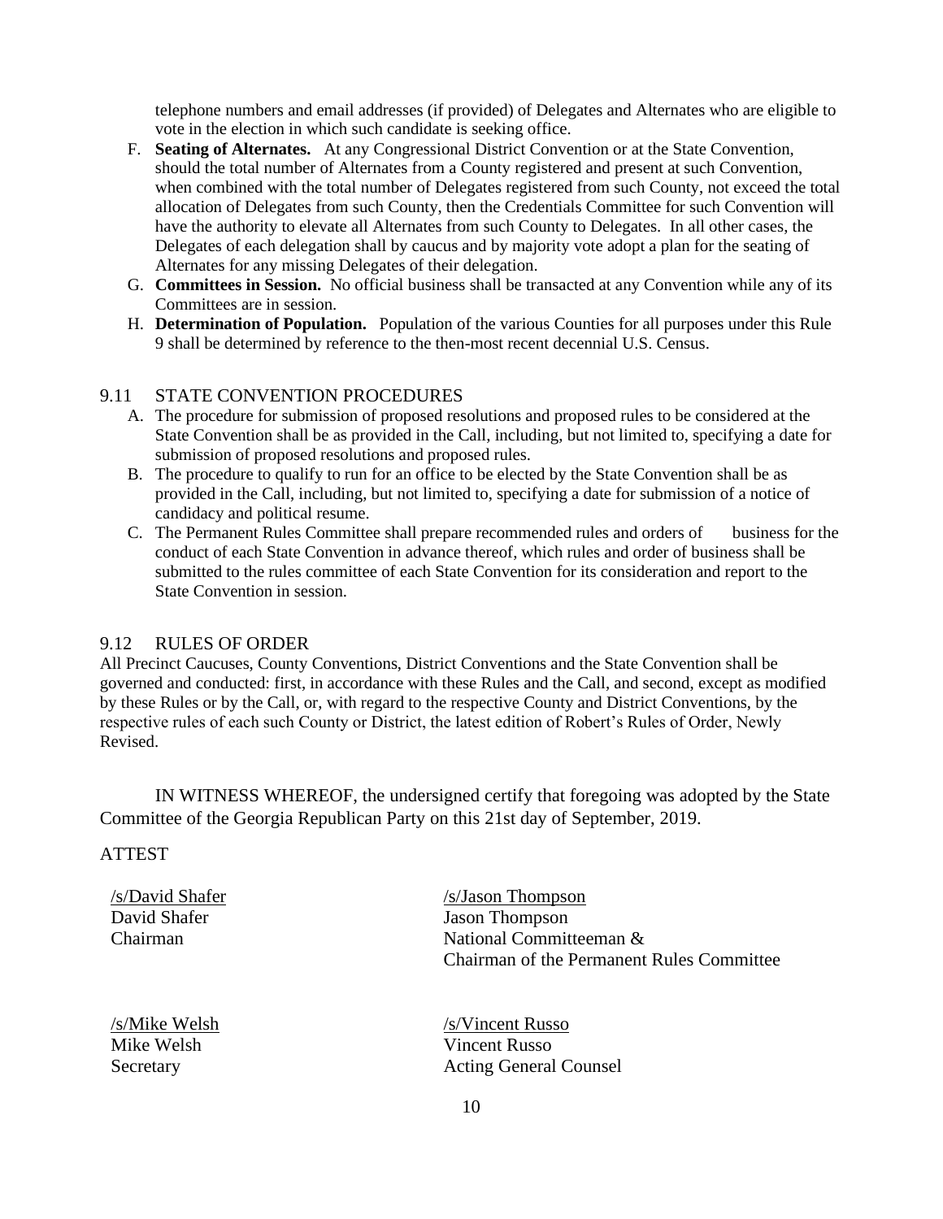telephone numbers and email addresses (if provided) of Delegates and Alternates who are eligible to vote in the election in which such candidate is seeking office.

F. **Seating of Alternates.** At any Congressional District Convention or at the State Convention, should the total number of Alternates from a County registered and present at such Convention, when combined with the total number of Delegates registered from such County, not exceed the total allocation of Delegates from such County, then the Credentials Committee for such Convention will have the authority to elevate all Alternates from such County to Delegates. In all other cases, the Delegates of each delegation shall by caucus and by majority vote adopt a plan for the seating of Alternates for any missing Delegates of their delegation.

G. **Committees in Session.** No official business shall be transacted at any Convention while any of its Committees are in session.

H. **Determination of Population.** Population of the various Counties for all purposes under this Rule 9 shall be determined by reference to the then-most recent decennial U.S. Census.

## 9.11 STATE CONVENTION PROCEDURES

A. The procedure for submission of proposed resolutions and proposed rules to be considered at the State Convention shall be as provided in the Call, including, but not limited to, specifying a date for submission of proposed resolutions and proposed rules.

B. The procedure to qualify to run for an office to be elected by the State Convention shall be as provided in the Call, including, but not limited to, specifying a date for submission of a notice of candidacy and political resume.

C. The Permanent Rules Committee shall prepare recommended rules and orders of business for the conduct of each State Convention in advance thereof, which rules and order of business shall be submitted to the rules committee of each State Convention for its consideration and report to the State Convention in session.

## 9.12 RULES OF ORDER

All Precinct Caucuses, County Conventions, District Conventions and the State Convention shall be governed and conducted: first, in accordance with these Rules and the Call, and second, except as modified by these Rules or by the Call, or, with regard to the respective County and District Conventions, by the respective rules of each such County or District, the latest edition of Robert's Rules of Order, Newly Revised.

IN WITNESS WHEREOF, the undersigned certify that foregoing was adopted by the State Committee of the Georgia Republican Party on this 21st day of September, 2019.

ATTEST

/s/David Shafer
David Shafer
Chairman

/s/Jason Thompson
Jason Thompson
National Committeeman &
Chairman of the Permanent Rules Committee

/s/Mike Welsh
Mike Welsh
Secretary

/s/Vincent Russo
Vincent Russo
Acting General Counsel